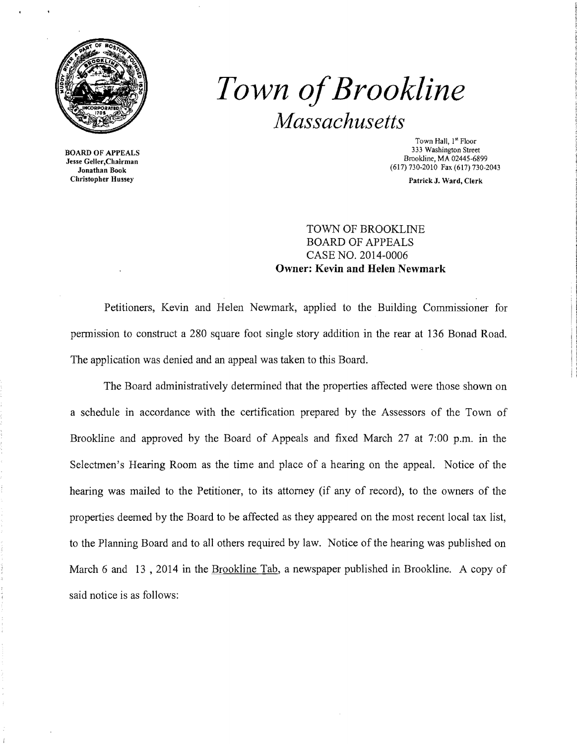# *Town of Brookline*

## *Massachusetts*

**BOARD OF APPEALS**
**Jesse Geller, Chairman**
**Jonathan Book**
**Christopher Hussey**

Town Hall, 1st Floor
333 Washington Street
Brookline, MA 02445-6899
(617) 730-2010 Fax (617) 730-2043

**Patrick J. Ward, Clerk**

TOWN OF BROOKLINE
BOARD OF APPEALS
CASE NO. 2014-0006
**Owner: Kevin and Helen Newmark**

Petitioners, Kevin and Helen Newmark, applied to the Building Commissioner for permission to construct a 280 square foot single story addition in the rear at 136 Bonad Road. The application was denied and an appeal was taken to this Board.

The Board administratively determined that the properties affected were those shown on a schedule in accordance with the certification prepared by the Assessors of the Town of Brookline and approved by the Board of Appeals and fixed March 27 at 7:00 p.m. in the Selectmen's Hearing Room as the time and place of a hearing on the appeal. Notice of the hearing was mailed to the Petitioner, to its attorney (if any of record), to the owners of the properties deemed by the Board to be affected as they appeared on the most recent local tax list, to the Planning Board and to all others required by law. Notice of the hearing was published on March 6 and 13 , 2014 in the Brookline Tab, a newspaper published in Brookline. A copy of said notice is as follows: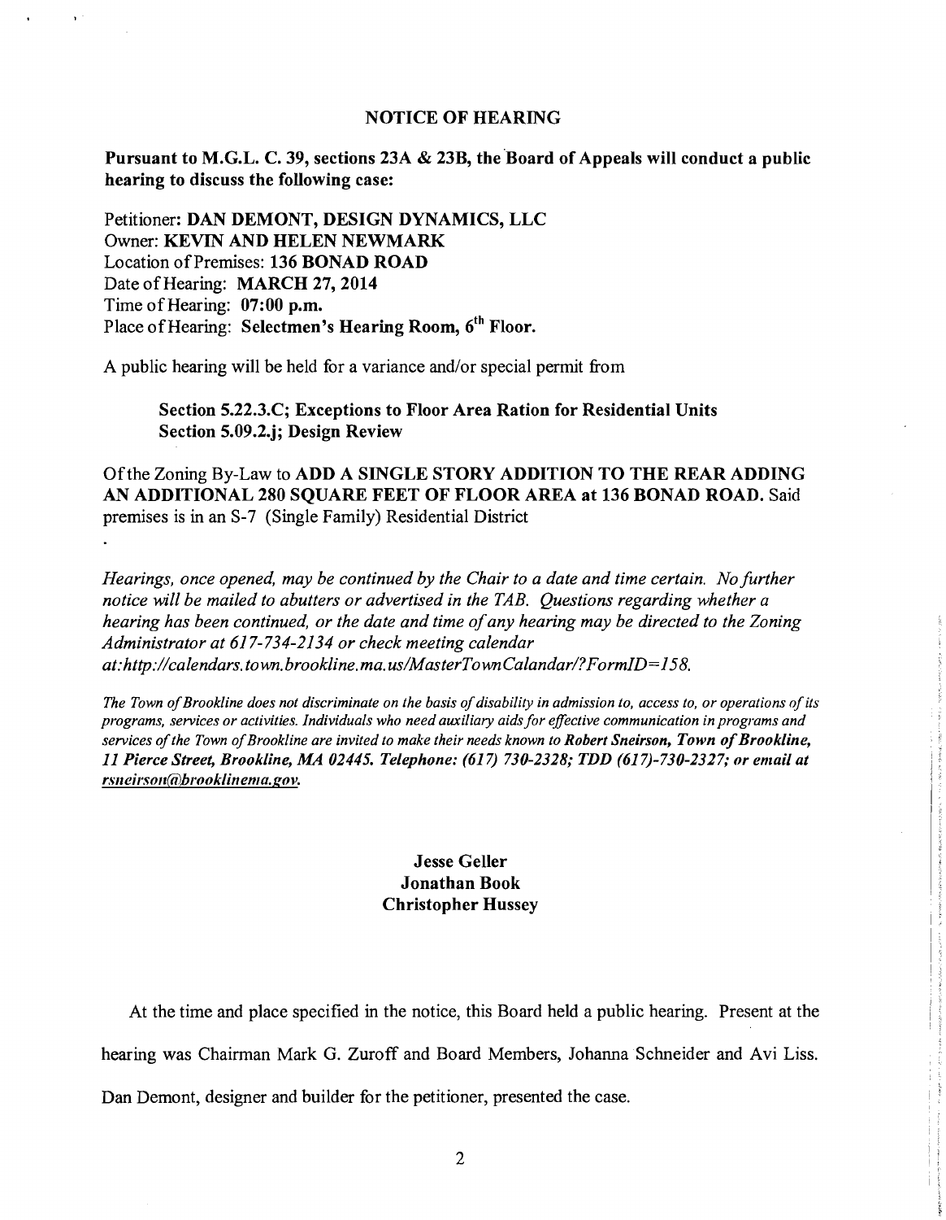## NOTICE OF HEARING

**Pursuant to M.G.L. C. 39, sections 23A & 23B, the Board of Appeals will conduct a public hearing to discuss the following case:**

Petitioner: **DAN DEMONT, DESIGN DYNAMICS, LLC**
Owner: **KEVIN AND HELEN NEWMARK**
Location of Premises: **136 BONAD ROAD**
Date of Hearing: **MARCH 27, 2014**
Time of Hearing: **07:00 p.m.**
Place of Hearing: **Selectmen's Hearing Room, 6th Floor.**

A public hearing will be held for a variance and/or special permit from

> **Section 5.22.3.C; Exceptions to Floor Area Ration for Residential Units**
> **Section 5.09.2.j; Design Review**

Of the Zoning By-Law to **ADD A SINGLE STORY ADDITION TO THE REAR ADDING AN ADDITIONAL 280 SQUARE FEET OF FLOOR AREA at 136 BONAD ROAD.** Said premises is in an S-7 (Single Family) Residential District

*Hearings, once opened, may be continued by the Chair to a date and time certain. No further notice will be mailed to abutters or advertised in the TAB. Questions regarding whether a hearing has been continued, or the date and time of any hearing may be directed to the Zoning Administrator at 617-734-2134 or check meeting calendar at:http://calendars.town.brookline.ma.us/MasterTownCalandar/?FormID=158.*

*The Town of Brookline does not discriminate on the basis of disability in admission to, access to, or operations of its programs, services or activities. Individuals who need auxiliary aids for effective communication in programs and services of the Town of Brookline are invited to make their needs known to* ***Robert Sneirson, Town of Brookline, 11 Pierce Street, Brookline, MA 02445. Telephone: (617) 730-2328; TDD (617)-730-2327; or email at rsneirson@brooklinema.gov.***

**Jesse Geller**
**Jonathan Book**
**Christopher Hussey**

At the time and place specified in the notice, this Board held a public hearing. Present at the hearing was Chairman Mark G. Zuroff and Board Members, Johanna Schneider and Avi Liss. Dan Demont, designer and builder for the petitioner, presented the case.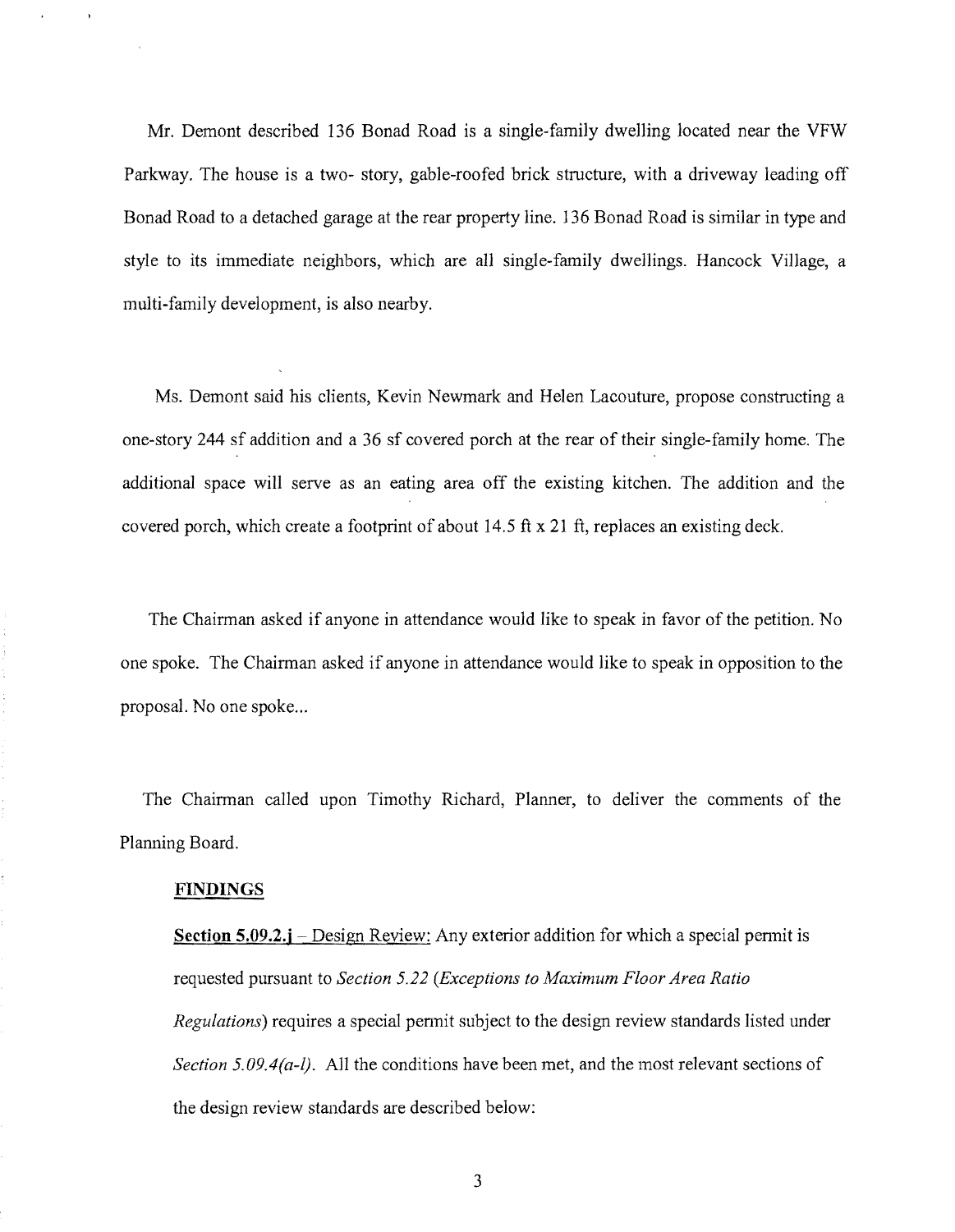Mr. Demont described 136 Bonad Road is a single-family dwelling located near the VFW Parkway. The house is a two- story, gable-roofed brick structure, with a driveway leading off Bonad Road to a detached garage at the rear property line. 136 Bonad Road is similar in type and style to its immediate neighbors, which are all single-family dwellings. Hancock Village, a multi-family development, is also nearby.

Ms. Demont said his clients, Kevin Newmark and Helen Lacouture, propose constructing a one-story 244 sf addition and a 36 sf covered porch at the rear of their single-family home. The additional space will serve as an eating area off the existing kitchen. The addition and the covered porch, which create a footprint of about 14.5 ft x 21 ft, replaces an existing deck.

The Chairman asked if anyone in attendance would like to speak in favor of the petition. No one spoke. The Chairman asked if anyone in attendance would like to speak in opposition to the proposal. No one spoke...

The Chairman called upon Timothy Richard, Planner, to deliver the comments of the Planning Board.

**FINDINGS**

**Section 5.09.2.j** – Design Review: Any exterior addition for which a special permit is requested pursuant to *Section 5.22 (Exceptions to Maximum Floor Area Ratio Regulations)* requires a special permit subject to the design review standards listed under *Section 5.09.4(a-l)*. All the conditions have been met, and the most relevant sections of the design review standards are described below: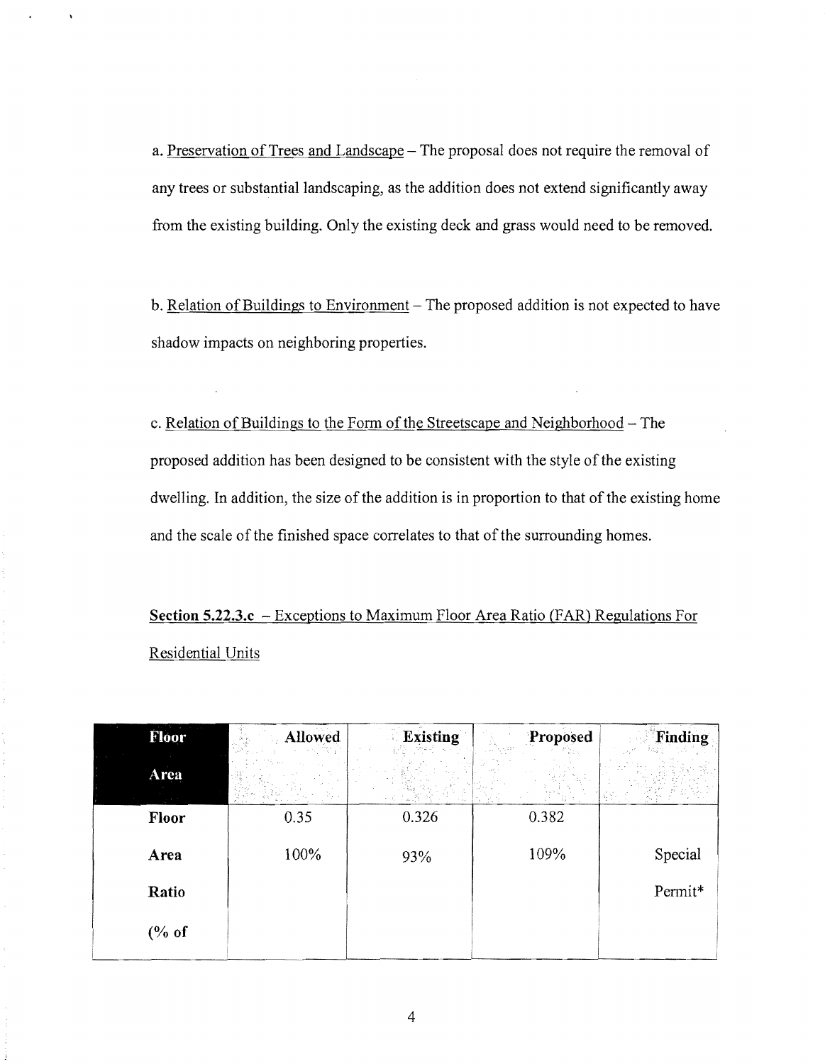a. Preservation of Trees and Landscape – The proposal does not require the removal of any trees or substantial landscaping, as the addition does not extend significantly away from the existing building. Only the existing deck and grass would need to be removed.

b. Relation of Buildings to Environment – The proposed addition is not expected to have shadow impacts on neighboring properties.

c. Relation of Buildings to the Form of the Streetscape and Neighborhood – The proposed addition has been designed to be consistent with the style of the existing dwelling. In addition, the size of the addition is in proportion to that of the existing home and the scale of the finished space correlates to that of the surrounding homes.

**Section 5.22.3.c** – Exceptions to Maximum Floor Area Ratio (FAR) Regulations For Residential Units

| Floor Area | Allowed | Existing | Proposed | Finding |
|---|---|---|---|---|
| Floor Area Ratio (% of | 0.35<br>100% | 0.326<br>93% | 0.382<br>109% | Special Permit* |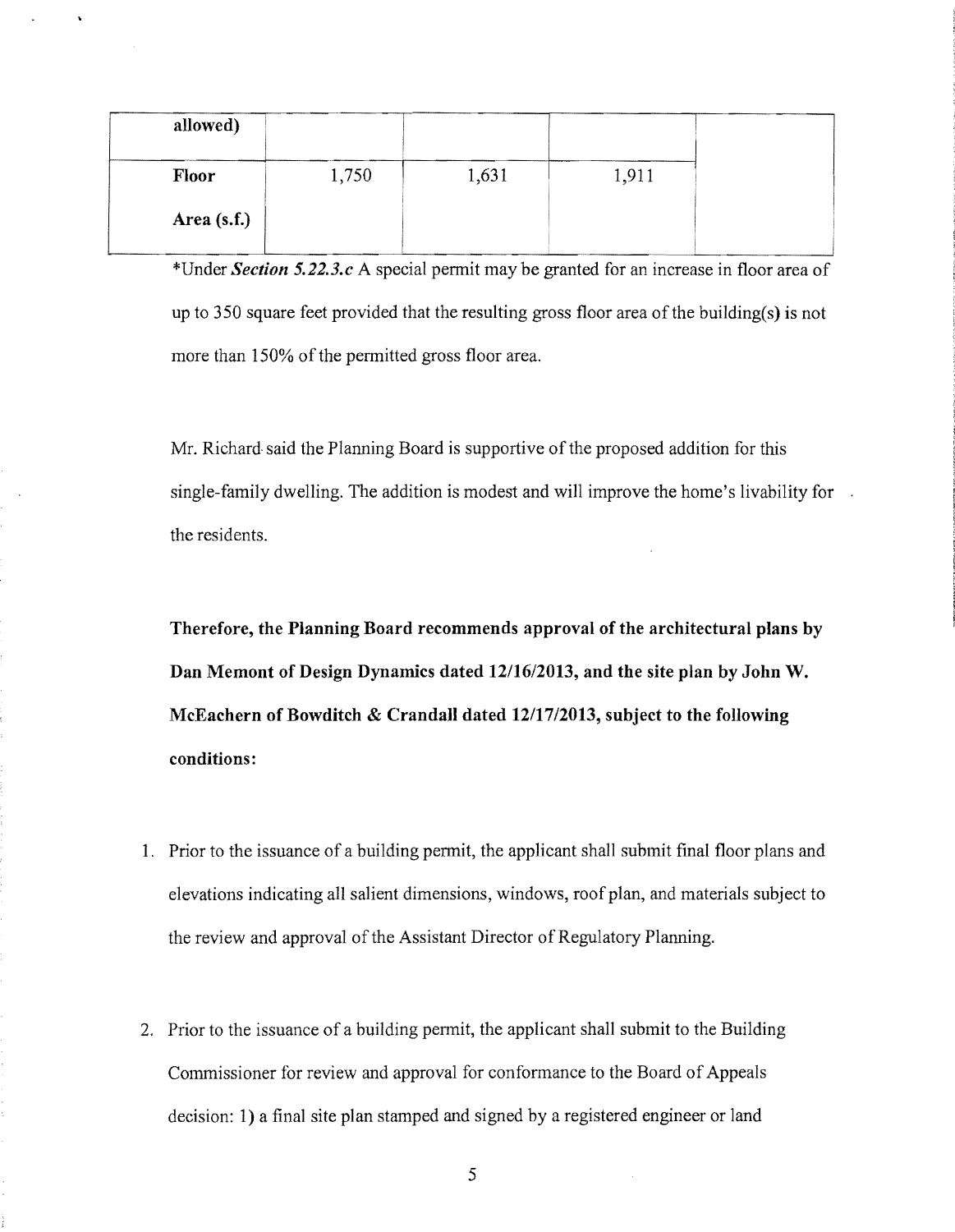| allowed) | | | | |
|---|---|---|---|---|
| **Floor Area (s.f.)** | 1,750 | 1,631 | 1,911 | |

*Under ***Section 5.22.3.c*** A special permit may be granted for an increase in floor area of up to 350 square feet provided that the resulting gross floor area of the building(s) is not more than 150% of the permitted gross floor area.

Mr. Richard said the Planning Board is supportive of the proposed addition for this single-family dwelling. The addition is modest and will improve the home's livability for the residents.

**Therefore, the Planning Board recommends approval of the architectural plans by Dan Memont of Design Dynamics dated 12/16/2013, and the site plan by John W. McEachern of Bowditch & Crandall dated 12/17/2013, subject to the following conditions:**

1. Prior to the issuance of a building permit, the applicant shall submit final floor plans and elevations indicating all salient dimensions, windows, roof plan, and materials subject to the review and approval of the Assistant Director of Regulatory Planning.

2. Prior to the issuance of a building permit, the applicant shall submit to the Building Commissioner for review and approval for conformance to the Board of Appeals decision: 1) a final site plan stamped and signed by a registered engineer or land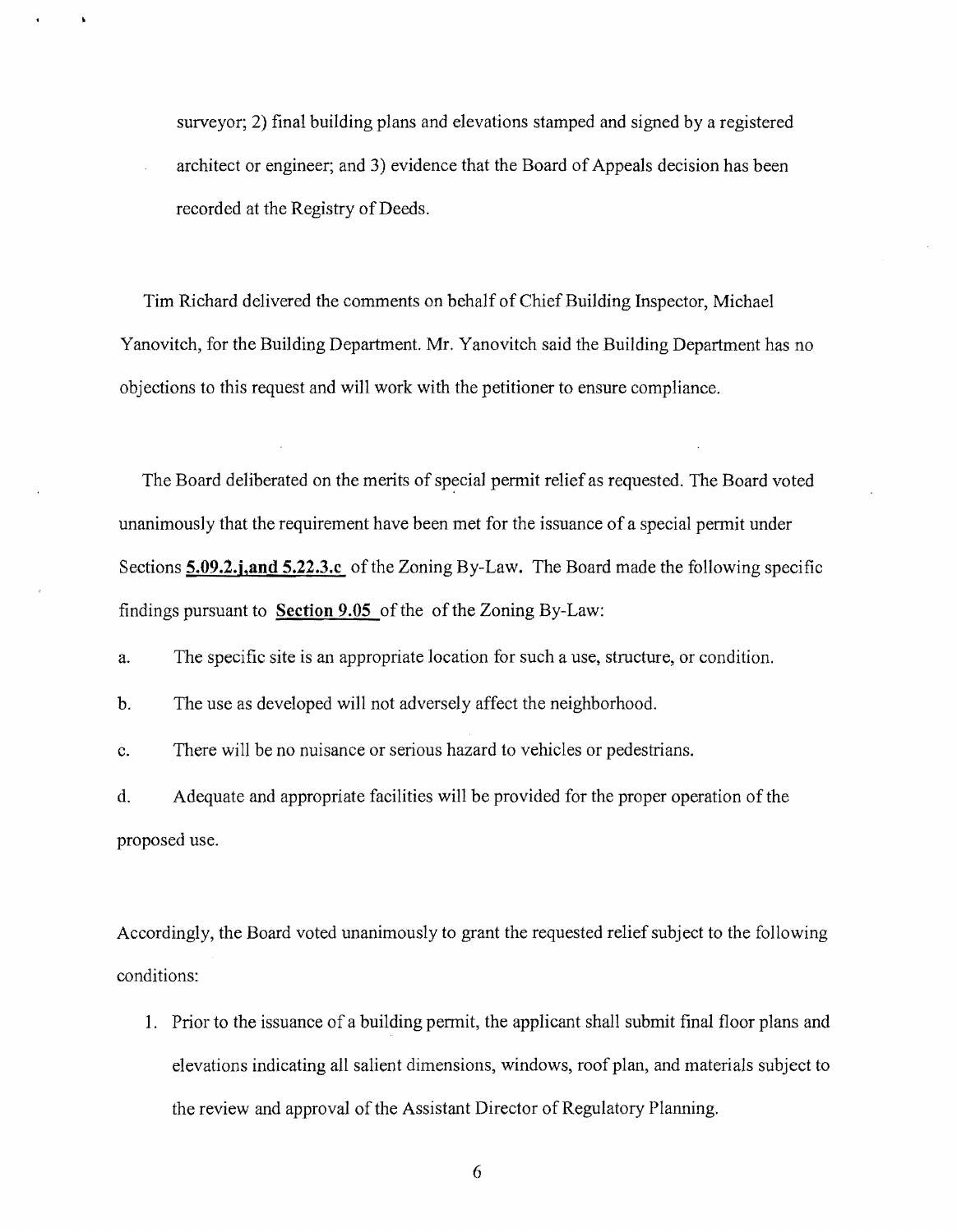surveyor; 2) final building plans and elevations stamped and signed by a registered architect or engineer; and 3) evidence that the Board of Appeals decision has been recorded at the Registry of Deeds.

Tim Richard delivered the comments on behalf of Chief Building Inspector, Michael Yanovitch, for the Building Department. Mr. Yanovitch said the Building Department has no objections to this request and will work with the petitioner to ensure compliance.

The Board deliberated on the merits of special permit relief as requested. The Board voted unanimously that the requirement have been met for the issuance of a special permit under Sections **5.09.2.j,and 5.22.3.c** of the Zoning By-Law. The Board made the following specific findings pursuant to **Section 9.05** of the of the Zoning By-Law:

a. The specific site is an appropriate location for such a use, structure, or condition.

b. The use as developed will not adversely affect the neighborhood.

c. There will be no nuisance or serious hazard to vehicles or pedestrians.

d. Adequate and appropriate facilities will be provided for the proper operation of the proposed use.

Accordingly, the Board voted unanimously to grant the requested relief subject to the following conditions:

1. Prior to the issuance of a building permit, the applicant shall submit final floor plans and elevations indicating all salient dimensions, windows, roof plan, and materials subject to the review and approval of the Assistant Director of Regulatory Planning.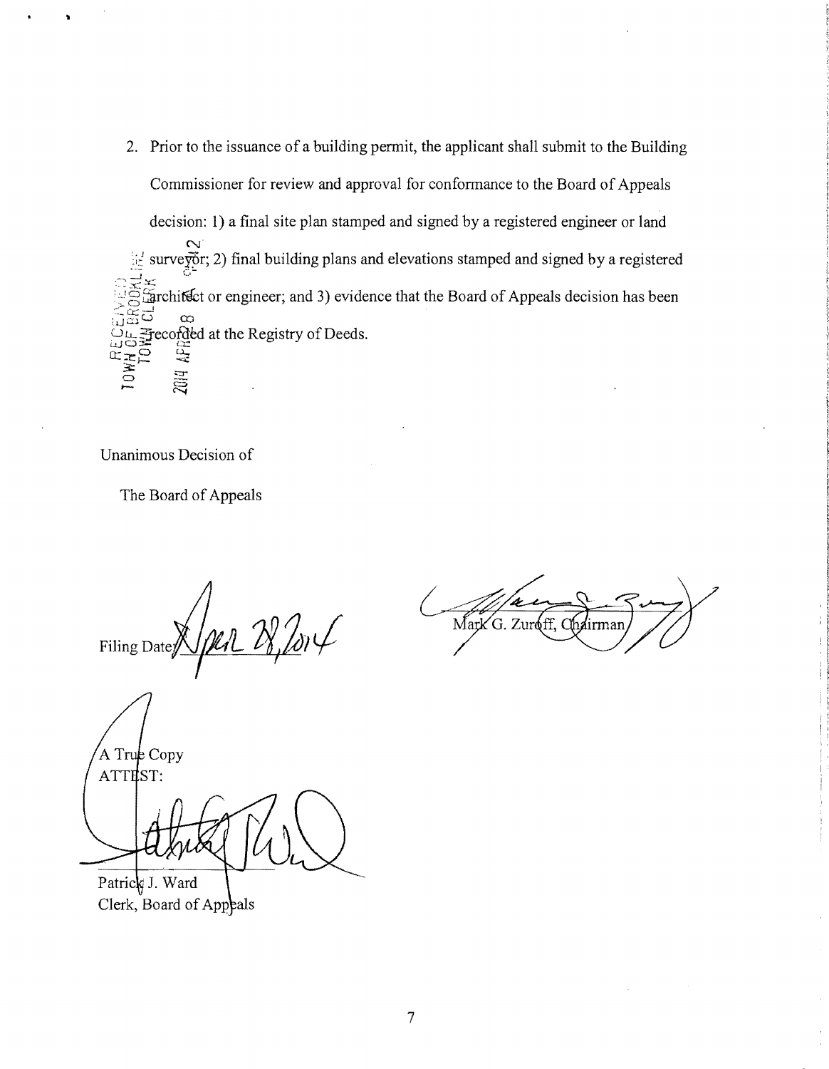2. Prior to the issuance of a building permit, the applicant shall submit to the Building Commissioner for review and approval for conformance to the Board of Appeals decision: 1) a final site plan stamped and signed by a registered engineer or land surveyor; 2) final building plans and elevations stamped and signed by a registered architect or engineer; and 3) evidence that the Board of Appeals decision has been recorded at the Registry of Deeds.

RECEIVED
TOWN OF BROOKLINE
TOWN CLERK
2014 APR 28

Unanimous Decision of

The Board of Appeals

Filing Date: April 28, 2014

Mark G. Zuroff, Chairman

A True Copy
ATTEST:

Patrick J. Ward
Clerk, Board of Appeals